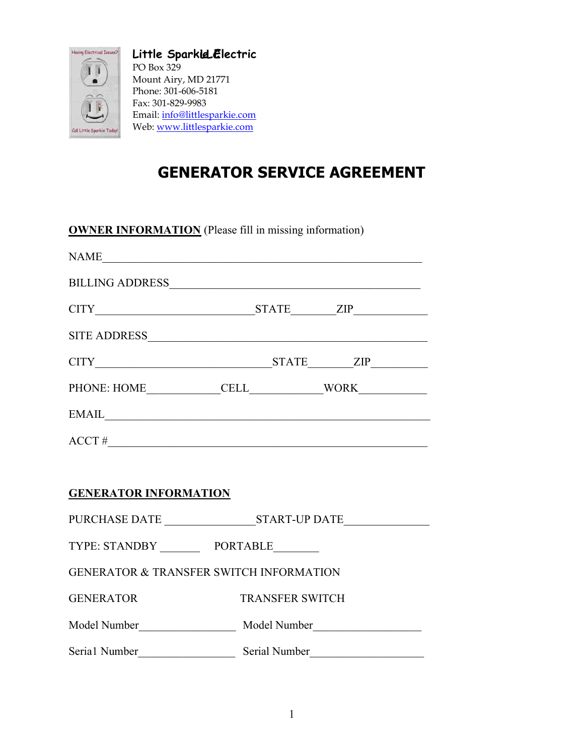**Little Sparkie Electric**
PO Box 329
Mount Airy, MD 21771
Phone: 301-606-5181
Fax: 301-829-9983
Email: info@littlesparkie.com
Web: www.littlesparkie.com

# GENERATOR SERVICE AGREEMENT

**OWNER INFORMATION** (Please fill in missing information)

NAME_______________________________________________________________

BILLING ADDRESS____________________________________________________

CITY_____________________________STATE________ZIP_____________

SITE ADDRESS_______________________________________________________

CITY________________________________STATE________ZIP__________

PHONE: HOME_____________CELL_____________WORK____________

EMAIL______________________________________________________________

ACCT #_____________________________________________________________

**GENERATOR INFORMATION**

PURCHASE DATE ________________START-UP DATE_______________

TYPE: STANDBY _______ PORTABLE________

GENERATOR & TRANSFER SWITCH INFORMATION

| GENERATOR | TRANSFER SWITCH |
|---|---|
| Model Number_________________ | Model Number___________________ |
| Seria1 Number_________________ | Serial Number____________________ |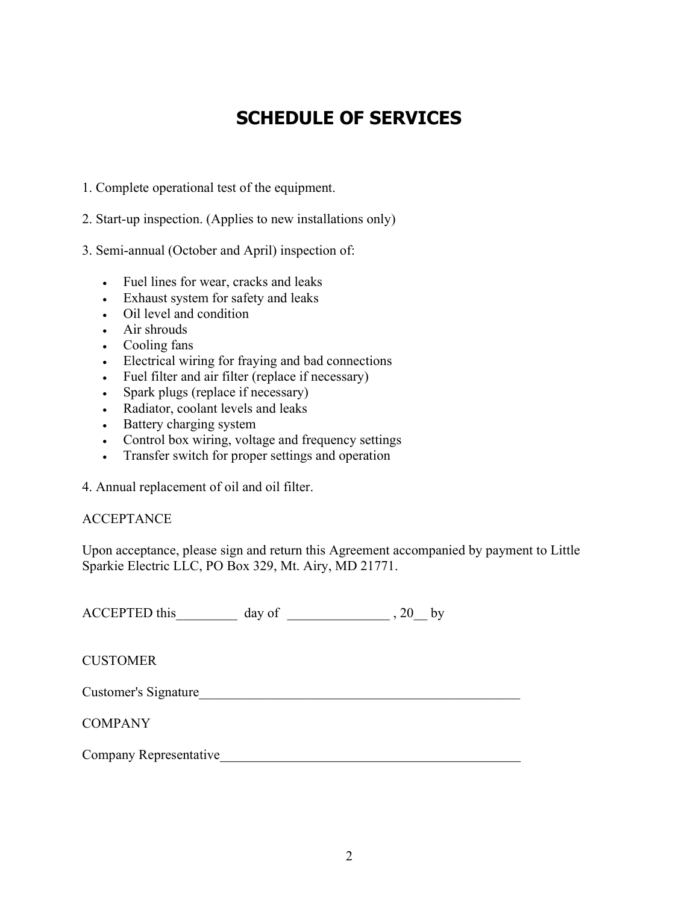# SCHEDULE OF SERVICES

1. Complete operational test of the equipment.

2. Start-up inspection. (Applies to new installations only)

3. Semi-annual (October and April) inspection of:

- Fuel lines for wear, cracks and leaks
- Exhaust system for safety and leaks
- Oil level and condition
- Air shrouds
- Cooling fans
- Electrical wiring for fraying and bad connections
- Fuel filter and air filter (replace if necessary)
- Spark plugs (replace if necessary)
- Radiator, coolant levels and leaks
- Battery charging system
- Control box wiring, voltage and frequency settings
- Transfer switch for proper settings and operation

4. Annual replacement of oil and oil filter.

ACCEPTANCE

Upon acceptance, please sign and return this Agreement accompanied by payment to Little Sparkie Electric LLC, PO Box 329, Mt. Airy, MD 21771.

ACCEPTED this_________ day of _______________ , 20__ by

CUSTOMER

Customer's Signature_________________________________________________

COMPANY

Company Representative_____________________________________________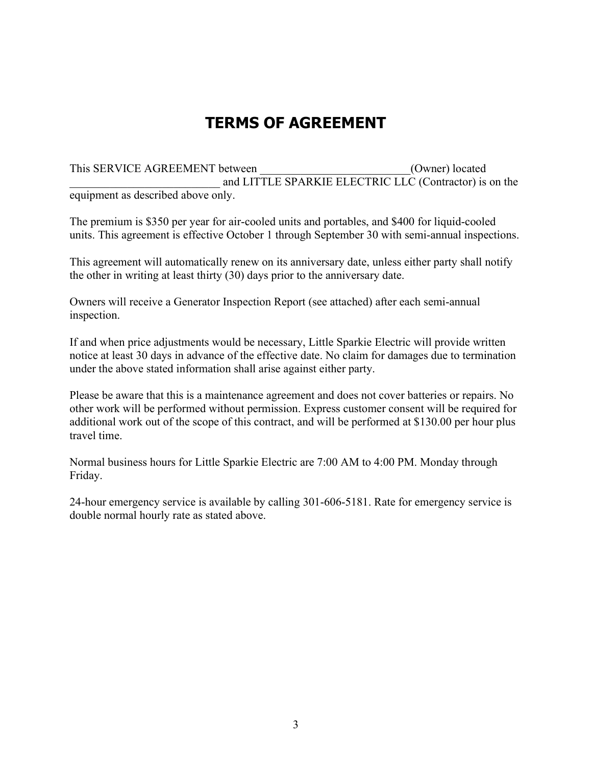# TERMS OF AGREEMENT

This SERVICE AGREEMENT between __________________________(Owner) located __________________________ and LITTLE SPARKIE ELECTRIC LLC (Contractor) is on the equipment as described above only.

The premium is $350 per year for air-cooled units and portables, and $400 for liquid-cooled units. This agreement is effective October 1 through September 30 with semi-annual inspections.

This agreement will automatically renew on its anniversary date, unless either party shall notify the other in writing at least thirty (30) days prior to the anniversary date.

Owners will receive a Generator Inspection Report (see attached) after each semi-annual inspection.

If and when price adjustments would be necessary, Little Sparkie Electric will provide written notice at least 30 days in advance of the effective date. No claim for damages due to termination under the above stated information shall arise against either party.

Please be aware that this is a maintenance agreement and does not cover batteries or repairs. No other work will be performed without permission. Express customer consent will be required for additional work out of the scope of this contract, and will be performed at $130.00 per hour plus travel time.

Normal business hours for Little Sparkie Electric are 7:00 AM to 4:00 PM. Monday through Friday.

24-hour emergency service is available by calling 301-606-5181. Rate for emergency service is double normal hourly rate as stated above.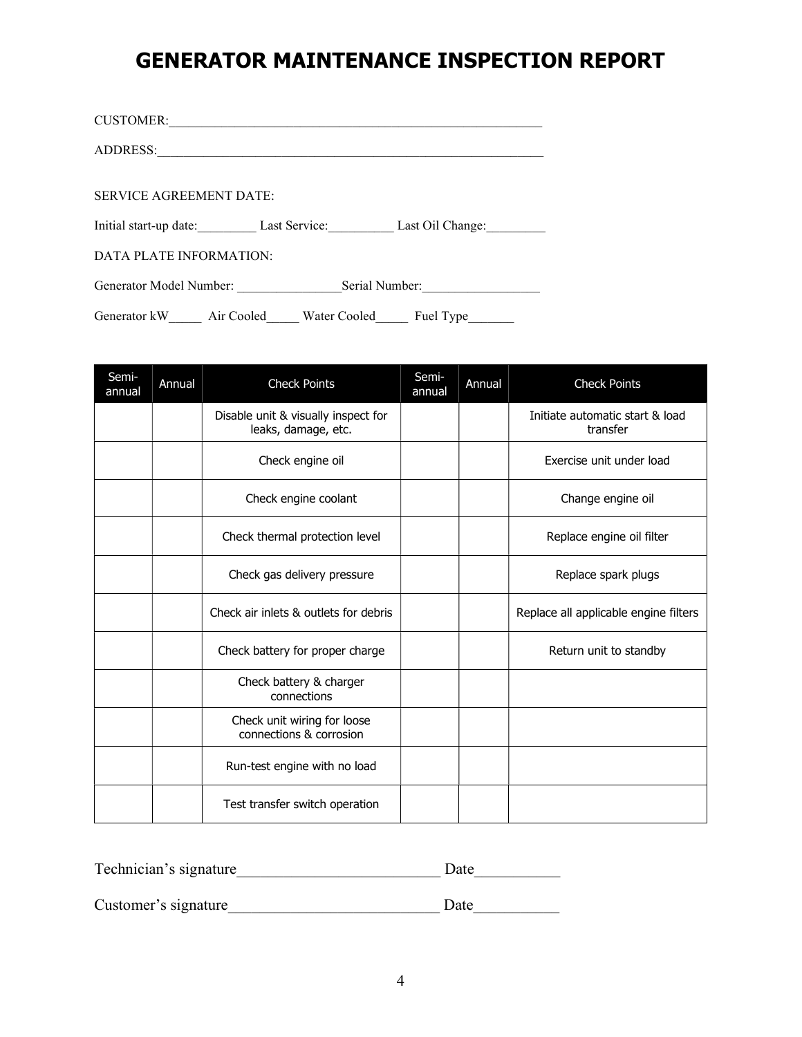# GENERATOR MAINTENANCE INSPECTION REPORT

CUSTOMER:___________________________________________________________

ADDRESS:____________________________________________________________

SERVICE AGREEMENT DATE:

Initial start-up date:_________ Last Service:__________ Last Oil Change:_________

DATA PLATE INFORMATION:

Generator Model Number: ________________Serial Number:__________________

Generator kW_____ Air Cooled_____ Water Cooled_____ Fuel Type_______

| Semi-annual | Annual | Check Points | Semi-annual | Annual | Check Points |
|---|---|---|---|---|---|
| | | Disable unit & visually inspect for leaks, damage, etc. | | | Initiate automatic start & load transfer |
| | | Check engine oil | | | Exercise unit under load |
| | | Check engine coolant | | | Change engine oil |
| | | Check thermal protection level | | | Replace engine oil filter |
| | | Check gas delivery pressure | | | Replace spark plugs |
| | | Check air inlets & outlets for debris | | | Replace all applicable engine filters |
| | | Check battery for proper charge | | | Return unit to standby |
| | | Check battery & charger connections | | | |
| | | Check unit wiring for loose connections & corrosion | | | |
| | | Run-test engine with no load | | | |
| | | Test transfer switch operation | | | |

Technician's signature__________________________ Date___________

Customer's signature___________________________ Date___________